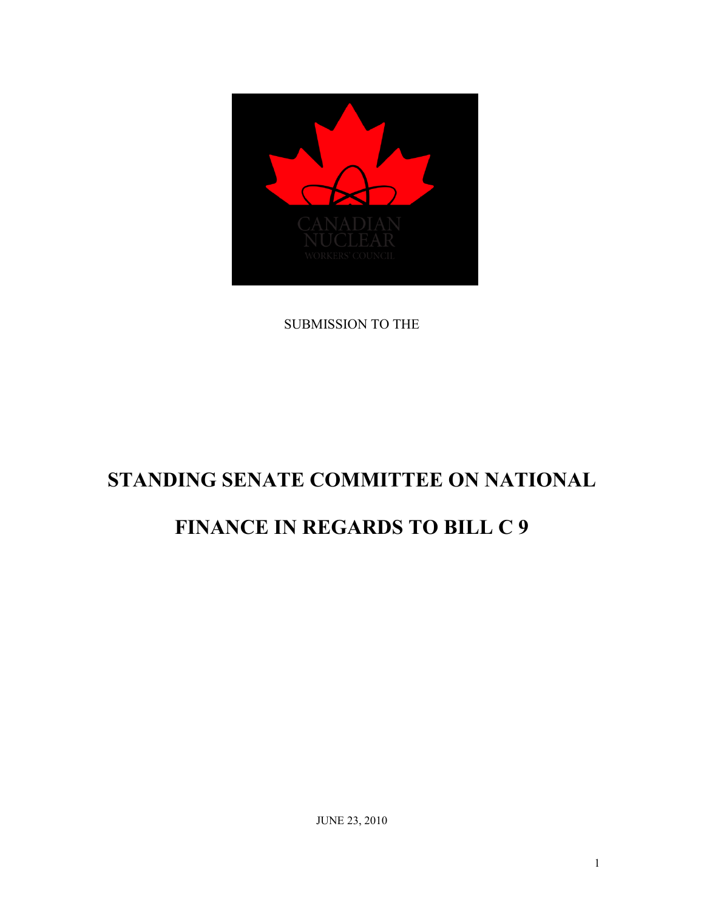CANADIAN NUCLEAR WORKERS' COUNCIL

SUBMISSION TO THE

# STANDING SENATE COMMITTEE ON NATIONAL FINANCE IN REGARDS TO BILL C 9

JUNE 23, 2010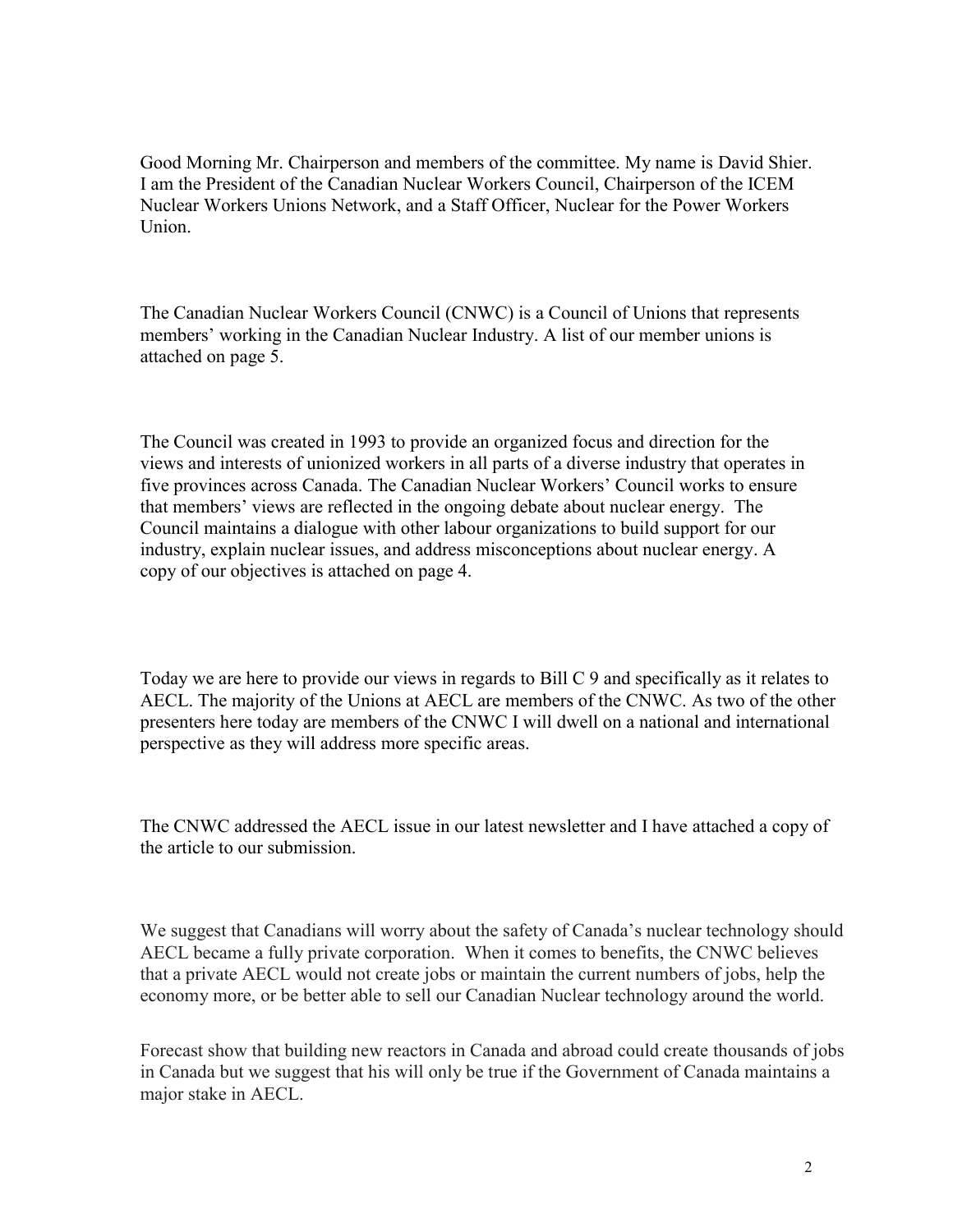Good Morning Mr. Chairperson and members of the committee. My name is David Shier. I am the President of the Canadian Nuclear Workers Council, Chairperson of the ICEM Nuclear Workers Unions Network, and a Staff Officer, Nuclear for the Power Workers Union.

The Canadian Nuclear Workers Council (CNWC) is a Council of Unions that represents members' working in the Canadian Nuclear Industry. A list of our member unions is attached on page 5.

The Council was created in 1993 to provide an organized focus and direction for the views and interests of unionized workers in all parts of a diverse industry that operates in five provinces across Canada. The Canadian Nuclear Workers' Council works to ensure that members' views are reflected in the ongoing debate about nuclear energy. The Council maintains a dialogue with other labour organizations to build support for our industry, explain nuclear issues, and address misconceptions about nuclear energy. A copy of our objectives is attached on page 4.

Today we are here to provide our views in regards to Bill C 9 and specifically as it relates to AECL. The majority of the Unions at AECL are members of the CNWC. As two of the other presenters here today are members of the CNWC I will dwell on a national and international perspective as they will address more specific areas.

The CNWC addressed the AECL issue in our latest newsletter and I have attached a copy of the article to our submission.

We suggest that Canadians will worry about the safety of Canada's nuclear technology should AECL became a fully private corporation. When it comes to benefits, the CNWC believes that a private AECL would not create jobs or maintain the current numbers of jobs, help the economy more, or be better able to sell our Canadian Nuclear technology around the world.

Forecast show that building new reactors in Canada and abroad could create thousands of jobs in Canada but we suggest that his will only be true if the Government of Canada maintains a major stake in AECL.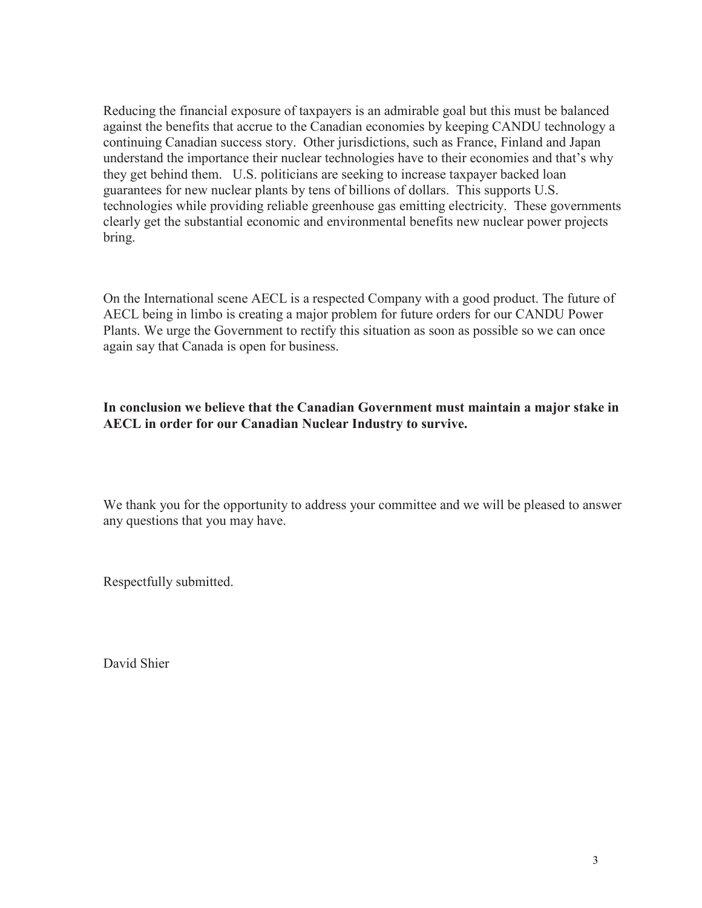Reducing the financial exposure of taxpayers is an admirable goal but this must be balanced against the benefits that accrue to the Canadian economies by keeping CANDU technology a continuing Canadian success story. Other jurisdictions, such as France, Finland and Japan understand the importance their nuclear technologies have to their economies and that's why they get behind them. U.S. politicians are seeking to increase taxpayer backed loan guarantees for new nuclear plants by tens of billions of dollars. This supports U.S. technologies while providing reliable greenhouse gas emitting electricity. These governments clearly get the substantial economic and environmental benefits new nuclear power projects bring.

On the International scene AECL is a respected Company with a good product. The future of AECL being in limbo is creating a major problem for future orders for our CANDU Power Plants. We urge the Government to rectify this situation as soon as possible so we can once again say that Canada is open for business.

**In conclusion we believe that the Canadian Government must maintain a major stake in AECL in order for our Canadian Nuclear Industry to survive.**

We thank you for the opportunity to address your committee and we will be pleased to answer any questions that you may have.

Respectfully submitted.

David Shier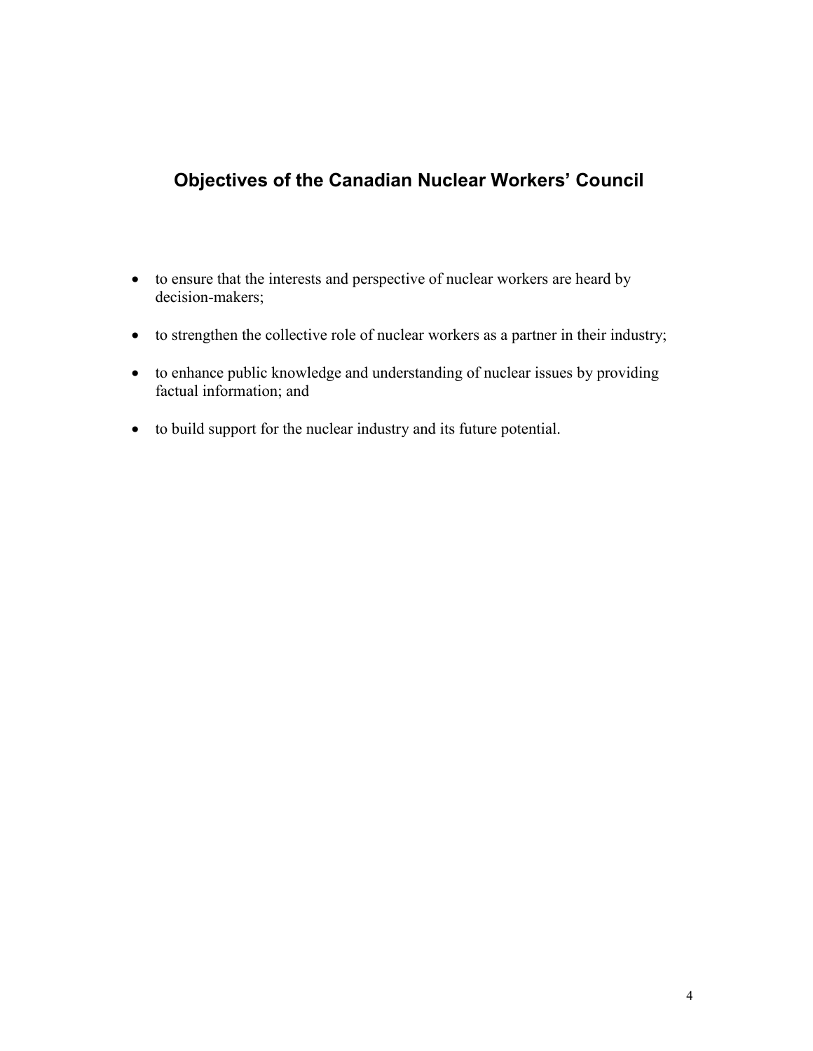## Objectives of the Canadian Nuclear Workers' Council

- to ensure that the interests and perspective of nuclear workers are heard by decision-makers;
- to strengthen the collective role of nuclear workers as a partner in their industry;
- to enhance public knowledge and understanding of nuclear issues by providing factual information; and
- to build support for the nuclear industry and its future potential.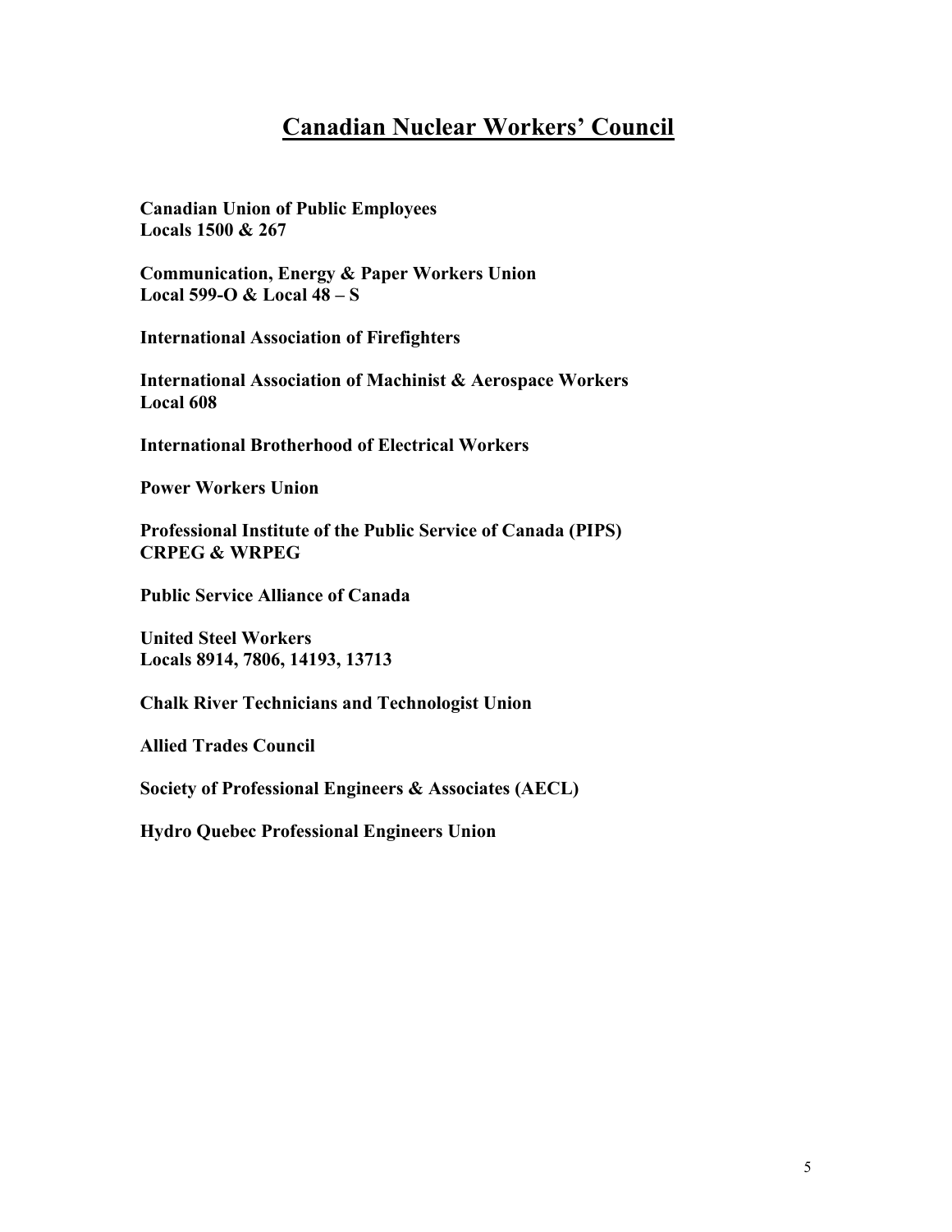# Canadian Nuclear Workers' Council

**Canadian Union of Public Employees**
**Locals 1500 & 267**

**Communication, Energy & Paper Workers Union**
**Local 599-O & Local 48 – S**

**International Association of Firefighters**

**International Association of Machinist & Aerospace Workers**
**Local 608**

**International Brotherhood of Electrical Workers**

**Power Workers Union**

**Professional Institute of the Public Service of Canada (PIPS)**
**CRPEG & WRPEG**

**Public Service Alliance of Canada**

**United Steel Workers**
**Locals 8914, 7806, 14193, 13713**

**Chalk River Technicians and Technologist Union**

**Allied Trades Council**

**Society of Professional Engineers & Associates (AECL)**

**Hydro Quebec Professional Engineers Union**